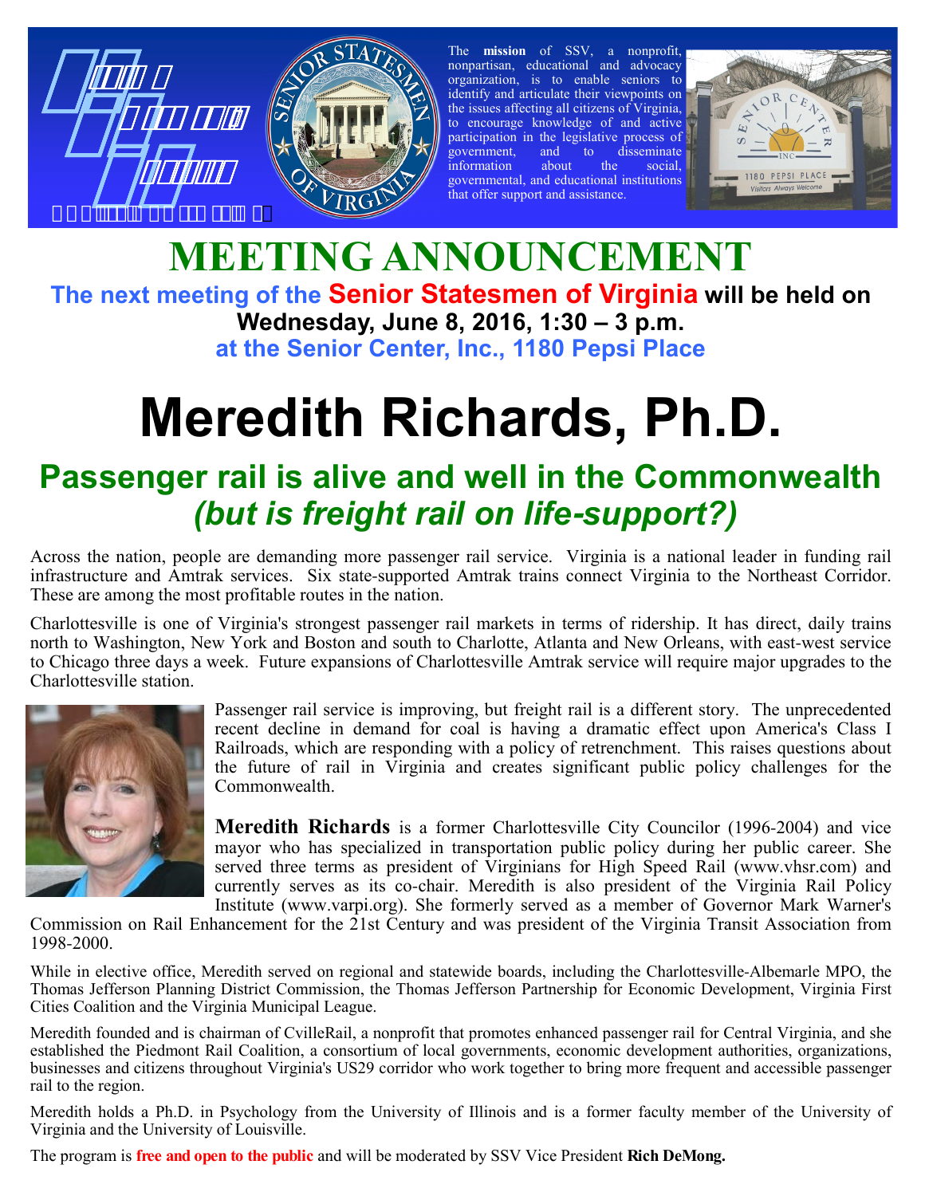The **mission** of SSV, a nonprofit, nonpartisan, educational and advocacy organization, is to enable seniors to identify and articulate their viewpoints on the issues affecting all citizens of Virginia, to encourage knowledge of and active participation in the legislative process of government, and to disseminate information about the social, governmental, and educational institutions that offer support and assistance.

# MEETING ANNOUNCEMENT

**The next meeting of the Senior Statesmen of Virginia will be held on**
**Wednesday, June 8, 2016, 1:30 – 3 p.m.**
**at the Senior Center, Inc., 1180 Pepsi Place**

# Meredith Richards, Ph.D.

## Passenger rail is alive and well in the Commonwealth *(but is freight rail on life-support?)*

Across the nation, people are demanding more passenger rail service. Virginia is a national leader in funding rail infrastructure and Amtrak services. Six state-supported Amtrak trains connect Virginia to the Northeast Corridor. These are among the most profitable routes in the nation.

Charlottesville is one of Virginia's strongest passenger rail markets in terms of ridership. It has direct, daily trains north to Washington, New York and Boston and south to Charlotte, Atlanta and New Orleans, with east-west service to Chicago three days a week. Future expansions of Charlottesville Amtrak service will require major upgrades to the Charlottesville station.

Passenger rail service is improving, but freight rail is a different story. The unprecedented recent decline in demand for coal is having a dramatic effect upon America's Class I Railroads, which are responding with a policy of retrenchment. This raises questions about the future of rail in Virginia and creates significant public policy challenges for the Commonwealth.

**Meredith Richards** is a former Charlottesville City Councilor (1996-2004) and vice mayor who has specialized in transportation public policy during her public career. She served three terms as president of Virginians for High Speed Rail (www.vhsr.com) and currently serves as its co-chair. Meredith is also president of the Virginia Rail Policy Institute (www.varpi.org). She formerly served as a member of Governor Mark Warner's Commission on Rail Enhancement for the 21st Century and was president of the Virginia Transit Association from 1998-2000.

While in elective office, Meredith served on regional and statewide boards, including the Charlottesville-Albemarle MPO, the Thomas Jefferson Planning District Commission, the Thomas Jefferson Partnership for Economic Development, Virginia First Cities Coalition and the Virginia Municipal League.

Meredith founded and is chairman of CvilleRail, a nonprofit that promotes enhanced passenger rail for Central Virginia, and she established the Piedmont Rail Coalition, a consortium of local governments, economic development authorities, organizations, businesses and citizens throughout Virginia's US29 corridor who work together to bring more frequent and accessible passenger rail to the region.

Meredith holds a Ph.D. in Psychology from the University of Illinois and is a former faculty member of the University of Virginia and the University of Louisville.

The program is **free and open to the public** and will be moderated by SSV Vice President **Rich DeMong.**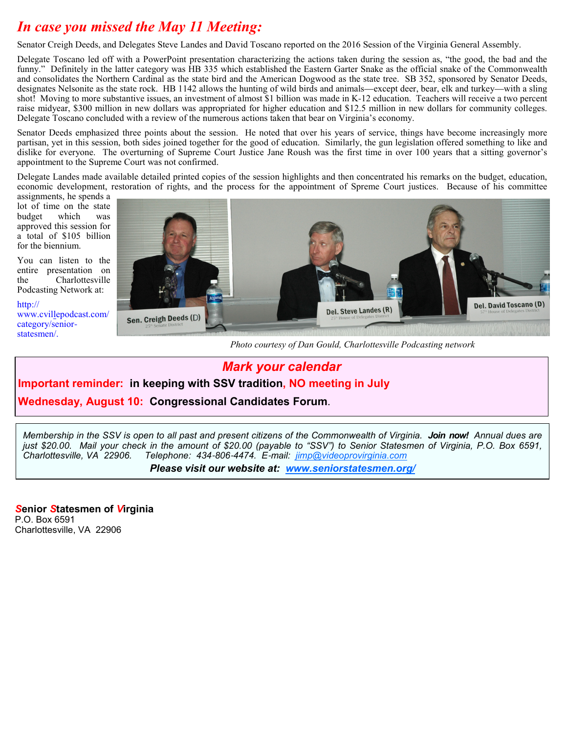# *In case you missed the May 11 Meeting:*

Senator Creigh Deeds, and Delegates Steve Landes and David Toscano reported on the 2016 Session of the Virginia General Assembly.

Delegate Toscano led off with a PowerPoint presentation characterizing the actions taken during the session as, "the good, the bad and the funny." Definitely in the latter category was HB 335 which established the Eastern Garter Snake as the official snake of the Commonwealth and consolidates the Northern Cardinal as the state bird and the American Dogwood as the state tree. SB 352, sponsored by Senator Deeds, designates Nelsonite as the state rock. HB 1142 allows the hunting of wild birds and animals—except deer, bear, elk and turkey—with a sling shot! Moving to more substantive issues, an investment of almost $1 billion was made in K-12 education. Teachers will receive a two percent raise midyear, $300 million in new dollars was appropriated for higher education and $12.5 million in new dollars for community colleges. Delegate Toscano concluded with a review of the numerous actions taken that bear on Virginia's economy.

Senator Deeds emphasized three points about the session. He noted that over his years of service, things have become increasingly more partisan, yet in this session, both sides joined together for the good of education. Similarly, the gun legislation offered something to like and dislike for everyone. The overturning of Supreme Court Justice Jane Roush was the first time in over 100 years that a sitting governor's appointment to the Supreme Court was not confirmed.

Delegate Landes made available detailed printed copies of the session highlights and then concentrated his remarks on the budget, education, economic development, restoration of rights, and the process for the appointment of Spreme Court justices. Because of his committee assignments, he spends a lot of time on the state budget which was approved this session for a total of $105 billion for the biennium.

You can listen to the entire presentation on the Charlottesville Podcasting Network at: http://www.cvillepodcast.com/category/senior-statesmen/.

*Photo courtesy of Dan Gould, Charlottesville Podcasting network*

## *Mark your calendar*

**Important reminder: in keeping with SSV tradition, NO meeting in July**

**Wednesday, August 10: Congressional Candidates Forum.**

*Membership in the SSV is open to all past and present citizens of the Commonwealth of Virginia.* ***Join now!*** *Annual dues are just $20.00. Mail your check in the amount of $20.00 (payable to "SSV") to Senior Statesmen of Virginia, P.O. Box 6591, Charlottesville, VA 22906. Telephone: 434-806-4474. E-mail: jimp@videoprovirginia.com*

***Please visit our website at: www.seniorstatesmen.org/***

**Senior Statesmen of Virginia**
P.O. Box 6591
Charlottesville, VA 22906